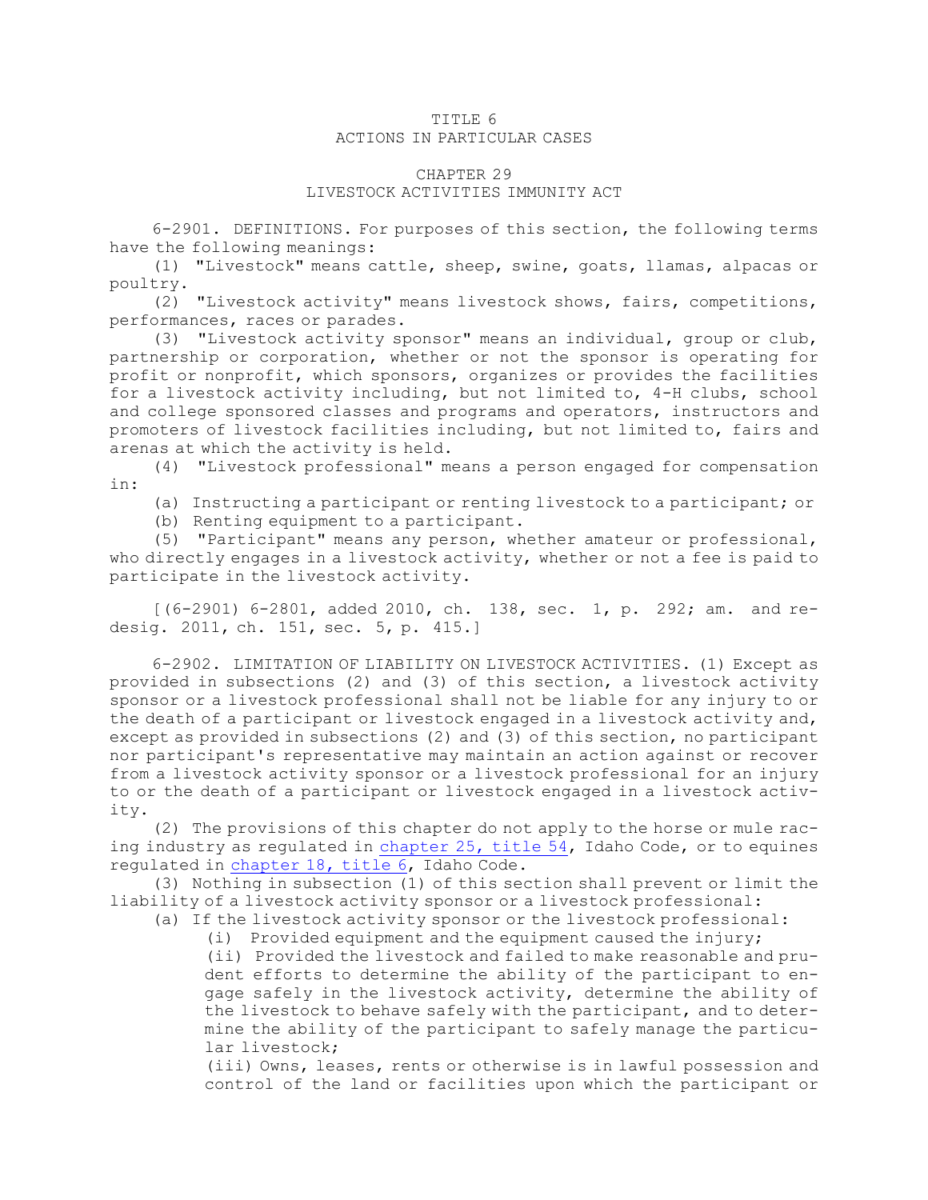# TITLE 6
## ACTIONS IN PARTICULAR CASES

## CHAPTER 29
### LIVESTOCK ACTIVITIES IMMUNITY ACT

6-2901. DEFINITIONS. For purposes of this section, the following terms have the following meanings:

(1) "Livestock" means cattle, sheep, swine, goats, llamas, alpacas or poultry.

(2) "Livestock activity" means livestock shows, fairs, competitions, performances, races or parades.

(3) "Livestock activity sponsor" means an individual, group or club, partnership or corporation, whether or not the sponsor is operating for profit or nonprofit, which sponsors, organizes or provides the facilities for a livestock activity including, but not limited to, 4-H clubs, school and college sponsored classes and programs and operators, instructors and promoters of livestock facilities including, but not limited to, fairs and arenas at which the activity is held.

(4) "Livestock professional" means a person engaged for compensation in:

(a) Instructing a participant or renting livestock to a participant; or

(b) Renting equipment to a participant.

(5) "Participant" means any person, whether amateur or professional, who directly engages in a livestock activity, whether or not a fee is paid to participate in the livestock activity.

[(6-2901) 6-2801, added 2010, ch. 138, sec. 1, p. 292; am. and redesig. 2011, ch. 151, sec. 5, p. 415.]

6-2902. LIMITATION OF LIABILITY ON LIVESTOCK ACTIVITIES. (1) Except as provided in subsections (2) and (3) of this section, a livestock activity sponsor or a livestock professional shall not be liable for any injury to or the death of a participant or livestock engaged in a livestock activity and, except as provided in subsections (2) and (3) of this section, no participant nor participant's representative may maintain an action against or recover from a livestock activity sponsor or a livestock professional for an injury to or the death of a participant or livestock engaged in a livestock activity.

(2) The provisions of this chapter do not apply to the horse or mule racing industry as regulated in chapter 25, title 54, Idaho Code, or to equines regulated in chapter 18, title 6, Idaho Code.

(3) Nothing in subsection (1) of this section shall prevent or limit the liability of a livestock activity sponsor or a livestock professional:

(a) If the livestock activity sponsor or the livestock professional:

(i) Provided equipment and the equipment caused the injury;

(ii) Provided the livestock and failed to make reasonable and prudent efforts to determine the ability of the participant to engage safely in the livestock activity, determine the ability of the livestock to behave safely with the participant, and to determine the ability of the participant to safely manage the particular livestock;

(iii) Owns, leases, rents or otherwise is in lawful possession and control of the land or facilities upon which the participant or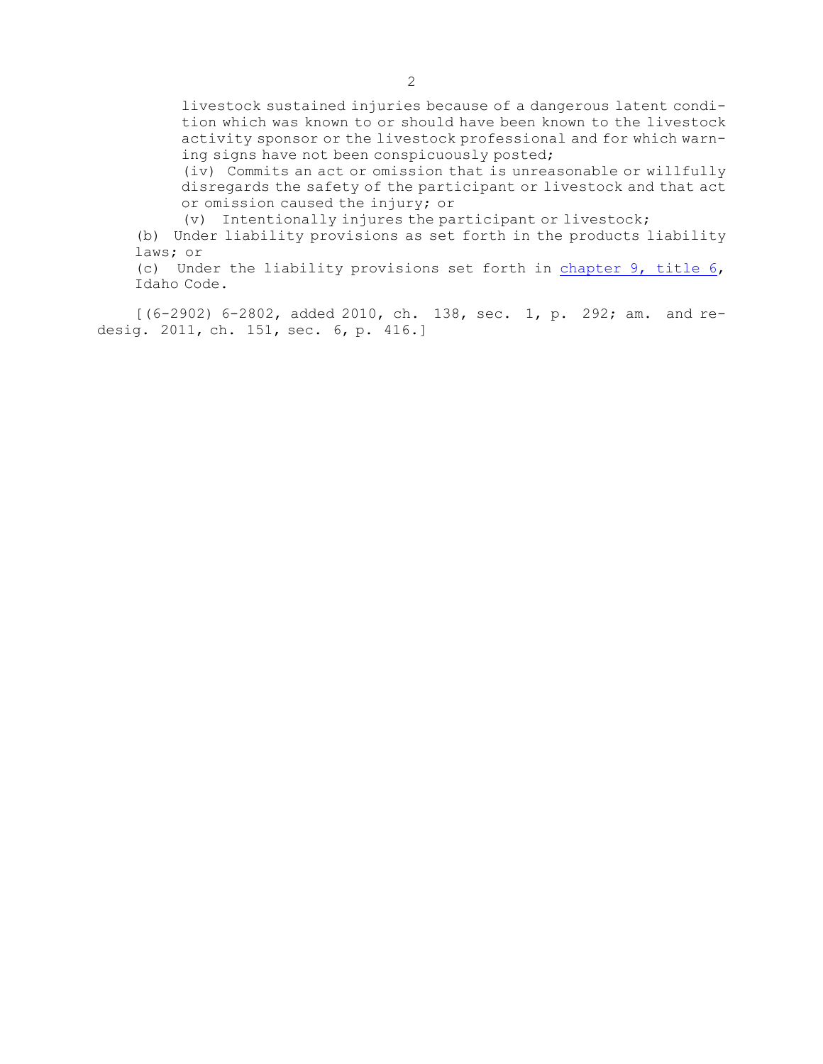livestock sustained injuries because of a dangerous latent condition which was known to or should have been known to the livestock activity sponsor or the livestock professional and for which warning signs have not been conspicuously posted;

(iv) Commits an act or omission that is unreasonable or willfully disregards the safety of the participant or livestock and that act or omission caused the injury; or

(v) Intentionally injures the participant or livestock;

(b) Under liability provisions as set forth in the products liability laws; or

(c) Under the liability provisions set forth in chapter 9, title 6, Idaho Code.

[(6-2902) 6-2802, added 2010, ch. 138, sec. 1, p. 292; am. and redesig. 2011, ch. 151, sec. 6, p. 416.]